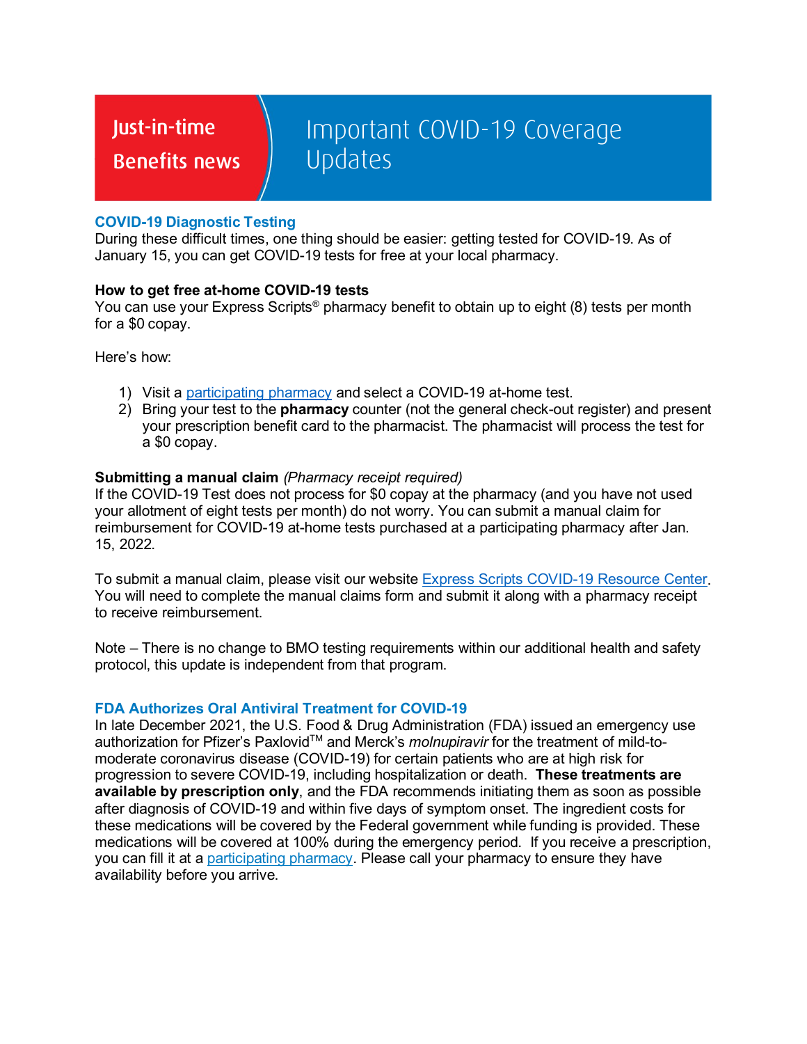# Just-in-time Benefits news

# Important COVID-19 Coverage Updates

## COVID-19 Diagnostic Testing

During these difficult times, one thing should be easier: getting tested for COVID-19. As of January 15, you can get COVID-19 tests for free at your local pharmacy.

**How to get free at-home COVID-19 tests**

You can use your Express Scripts® pharmacy benefit to obtain up to eight (8) tests per month for a $0 copay.

Here's how:

1) Visit a participating pharmacy and select a COVID-19 at-home test.
2) Bring your test to the **pharmacy** counter (not the general check-out register) and present your prescription benefit card to the pharmacist. The pharmacist will process the test for a $0 copay.

**Submitting a manual claim** *(Pharmacy receipt required)*

If the COVID-19 Test does not process for $0 copay at the pharmacy (and you have not used your allotment of eight tests per month) do not worry. You can submit a manual claim for reimbursement for COVID-19 at-home tests purchased at a participating pharmacy after Jan. 15, 2022.

To submit a manual claim, please visit our website Express Scripts COVID-19 Resource Center. You will need to complete the manual claims form and submit it along with a pharmacy receipt to receive reimbursement.

Note – There is no change to BMO testing requirements within our additional health and safety protocol, this update is independent from that program.

## FDA Authorizes Oral Antiviral Treatment for COVID-19

In late December 2021, the U.S. Food & Drug Administration (FDA) issued an emergency use authorization for Pfizer's Paxlovid™ and Merck's *molnupiravir* for the treatment of mild-to-moderate coronavirus disease (COVID-19) for certain patients who are at high risk for progression to severe COVID-19, including hospitalization or death. **These treatments are available by prescription only**, and the FDA recommends initiating them as soon as possible after diagnosis of COVID-19 and within five days of symptom onset. The ingredient costs for these medications will be covered by the Federal government while funding is provided. These medications will be covered at 100% during the emergency period. If you receive a prescription, you can fill it at a participating pharmacy. Please call your pharmacy to ensure they have availability before you arrive.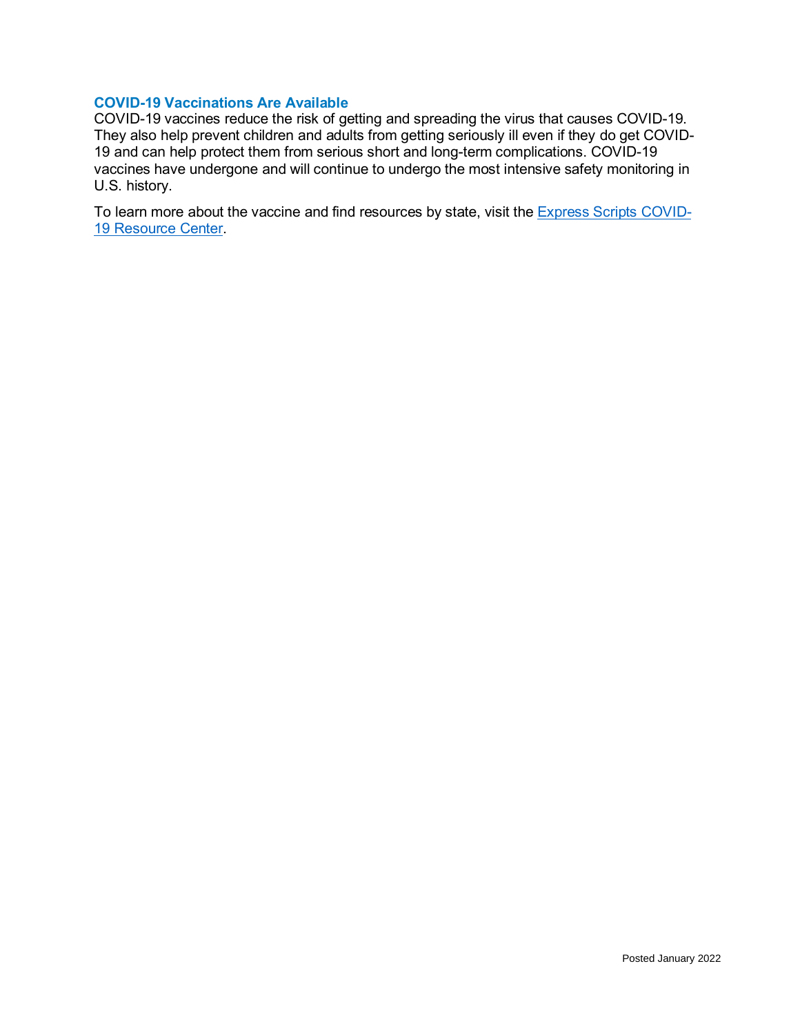### COVID-19 Vaccinations Are Available

COVID-19 vaccines reduce the risk of getting and spreading the virus that causes COVID-19. They also help prevent children and adults from getting seriously ill even if they do get COVID-19 and can help protect them from serious short and long-term complications. COVID-19 vaccines have undergone and will continue to undergo the most intensive safety monitoring in U.S. history.

To learn more about the vaccine and find resources by state, visit the Express Scripts COVID-19 Resource Center.

Posted January 2022